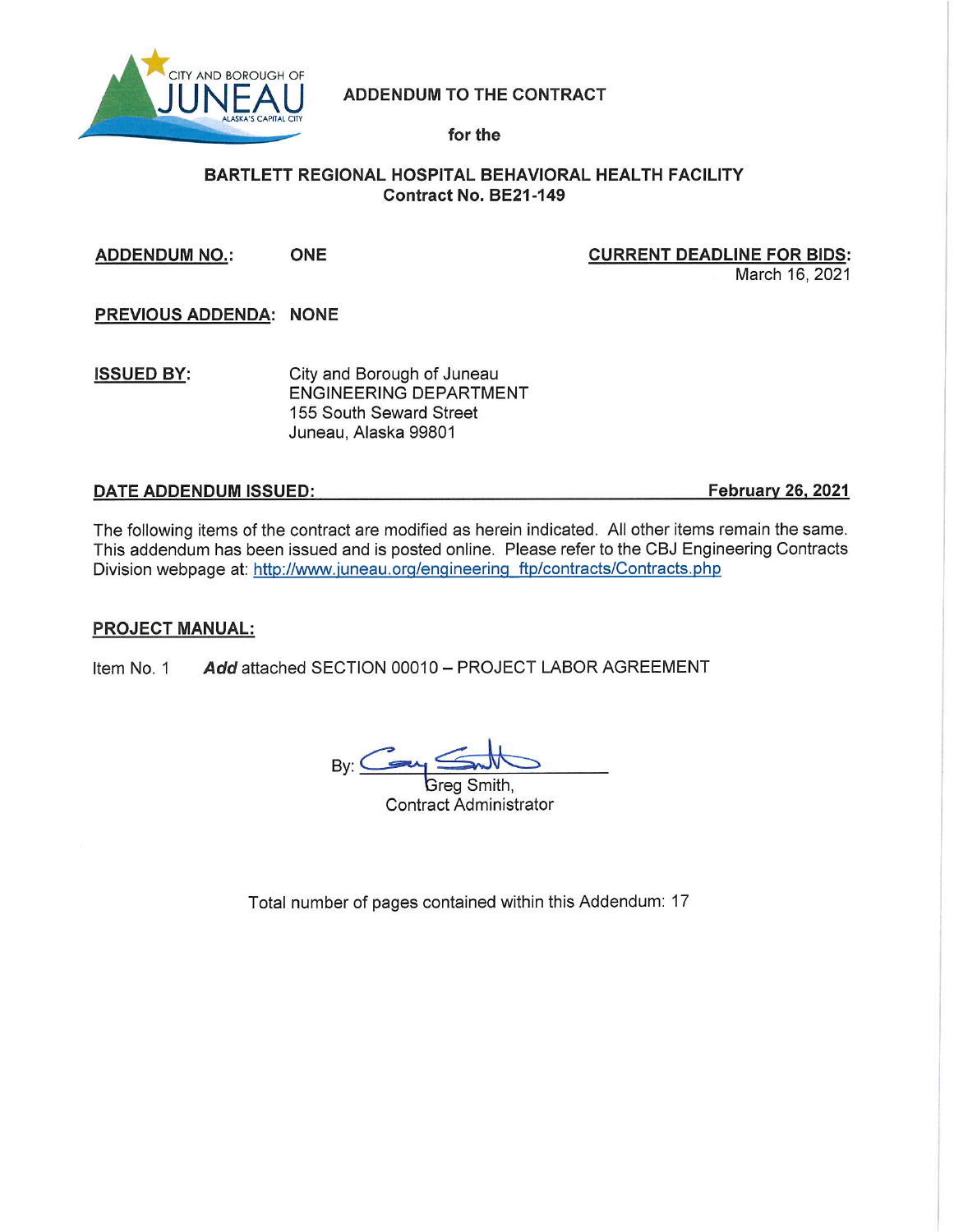CITY AND BOROUGH OF JUNEAU
ALASKA'S CAPITAL CITY

# ADDENDUM TO THE CONTRACT

**for the**

## BARTLETT REGIONAL HOSPITAL BEHAVIORAL HEALTH FACILITY
**Contract No. BE21-149**

**ADDENDUM NO.:** **ONE**

**CURRENT DEADLINE FOR BIDS:** March 16, 2021

**PREVIOUS ADDENDA:** **NONE**

**ISSUED BY:**
City and Borough of Juneau
ENGINEERING DEPARTMENT
155 South Seward Street
Juneau, Alaska 99801

**DATE ADDENDUM ISSUED:** **February 26, 2021**

The following items of the contract are modified as herein indicated. All other items remain the same. This addendum has been issued and is posted online. Please refer to the CBJ Engineering Contracts Division webpage at: http://www.juneau.org/engineering_ftp/contracts/Contracts.php

**PROJECT MANUAL:**

Item No. 1 ***Add*** attached SECTION 00010 – PROJECT LABOR AGREEMENT

By: ______________________
Greg Smith,
Contract Administrator

Total number of pages contained within this Addendum: 17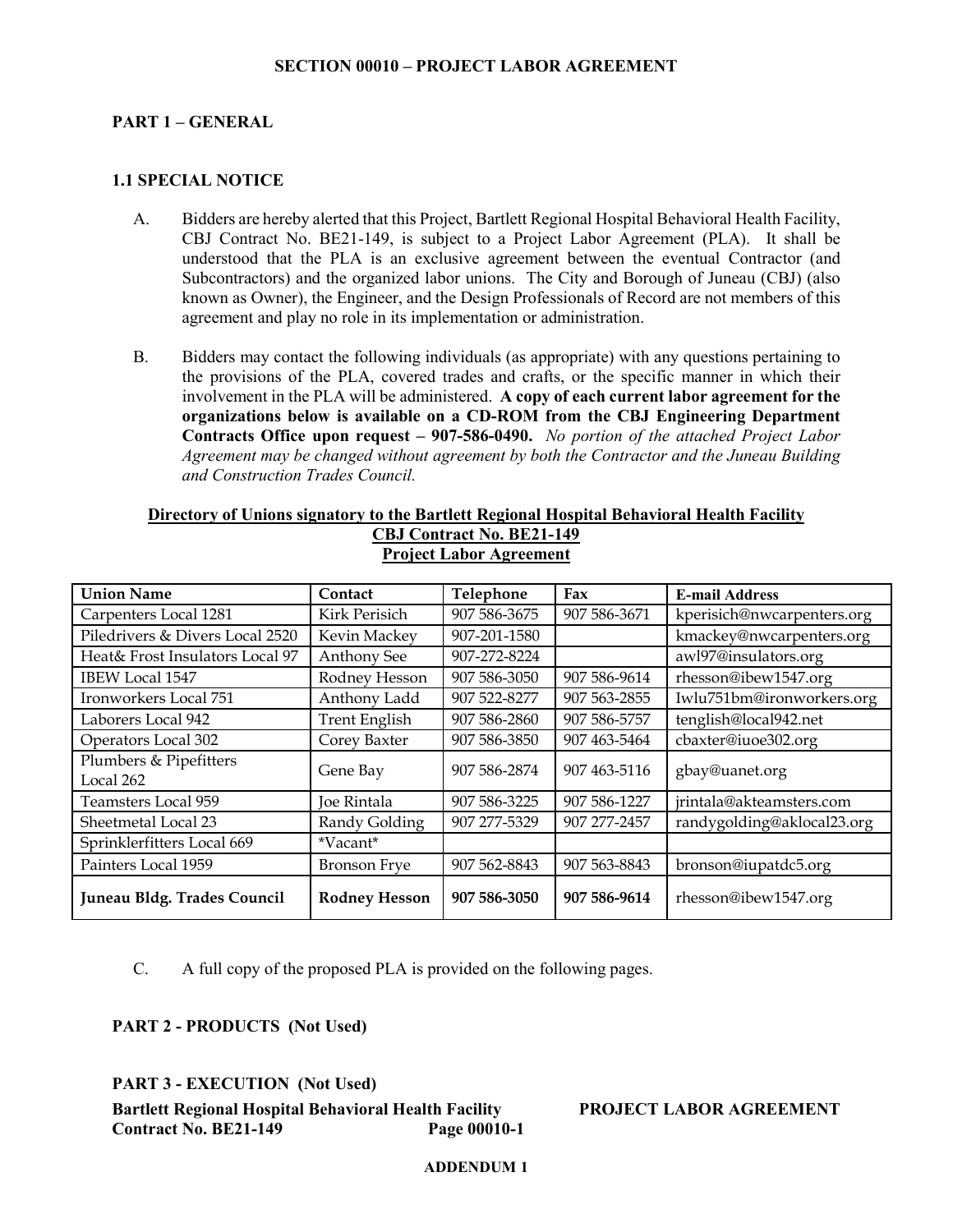# SECTION 00010 – PROJECT LABOR AGREEMENT

## PART 1 – GENERAL

### 1.1 SPECIAL NOTICE

A. Bidders are hereby alerted that this Project, Bartlett Regional Hospital Behavioral Health Facility, CBJ Contract No. BE21-149, is subject to a Project Labor Agreement (PLA). It shall be understood that the PLA is an exclusive agreement between the eventual Contractor (and Subcontractors) and the organized labor unions. The City and Borough of Juneau (CBJ) (also known as Owner), the Engineer, and the Design Professionals of Record are not members of this agreement and play no role in its implementation or administration.

B. Bidders may contact the following individuals (as appropriate) with any questions pertaining to the provisions of the PLA, covered trades and crafts, or the specific manner in which their involvement in the PLA will be administered. **A copy of each current labor agreement for the organizations below is available on a CD-ROM from the CBJ Engineering Department Contracts Office upon request – 907-586-0490.** *No portion of the attached Project Labor Agreement may be changed without agreement by both the Contractor and the Juneau Building and Construction Trades Council.*

**Directory of Unions signatory to the Bartlett Regional Hospital Behavioral Health Facility CBJ Contract No. BE21-149 Project Labor Agreement**

| Union Name | Contact | Telephone | Fax | E-mail Address |
|---|---|---|---|---|
| Carpenters Local 1281 | Kirk Perisich | 907 586-3675 | 907 586-3671 | kperisich@nwcarpenters.org |
| Piledrivers & Divers Local 2520 | Kevin Mackey | 907-201-1580 | | kmackey@nwcarpenters.org |
| Heat& Frost Insulators Local 97 | Anthony See | 907-272-8224 | | awl97@insulators.org |
| IBEW Local 1547 | Rodney Hesson | 907 586-3050 | 907 586-9614 | rhesson@ibew1547.org |
| Ironworkers Local 751 | Anthony Ladd | 907 522-8277 | 907 563-2855 | Iwlu751bm@ironworkers.org |
| Laborers Local 942 | Trent English | 907 586-2860 | 907 586-5757 | tenglish@local942.net |
| Operators Local 302 | Corey Baxter | 907 586-3850 | 907 463-5464 | cbaxter@iuoe302.org |
| Plumbers & Pipefitters Local 262 | Gene Bay | 907 586-2874 | 907 463-5116 | gbay@uanet.org |
| Teamsters Local 959 | Joe Rintala | 907 586-3225 | 907 586-1227 | jrintala@akteamsters.com |
| Sheetmetal Local 23 | Randy Golding | 907 277-5329 | 907 277-2457 | randygolding@aklocal23.org |
| Sprinklerfitters Local 669 | *Vacant* | | | |
| Painters Local 1959 | Bronson Frye | 907 562-8843 | 907 563-8843 | bronson@iupatdc5.org |
| **Juneau Bldg. Trades Council** | **Rodney Hesson** | **907 586-3050** | **907 586-9614** | rhesson@ibew1547.org |

C. A full copy of the proposed PLA is provided on the following pages.

## PART 2 - PRODUCTS (Not Used)

## PART 3 - EXECUTION (Not Used)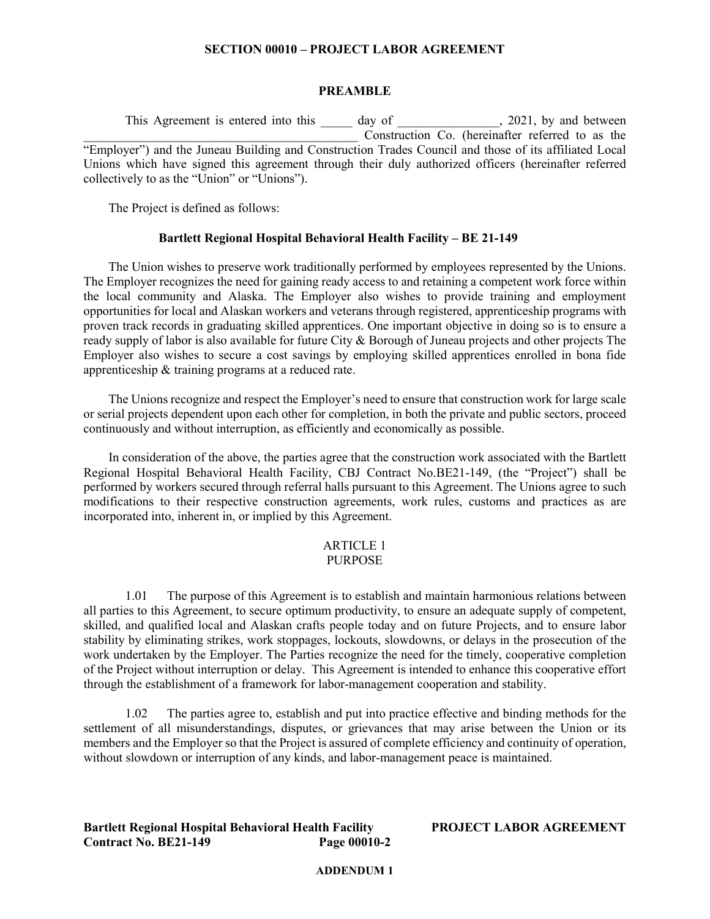## SECTION 00010 – PROJECT LABOR AGREEMENT

### PREAMBLE

This Agreement is entered into this _____ day of ________________, 2021, by and between ___________________________________________ Construction Co. (hereinafter referred to as the "Employer") and the Juneau Building and Construction Trades Council and those of its affiliated Local Unions which have signed this agreement through their duly authorized officers (hereinafter referred collectively to as the "Union" or "Unions").

The Project is defined as follows:

**Bartlett Regional Hospital Behavioral Health Facility – BE 21-149**

The Union wishes to preserve work traditionally performed by employees represented by the Unions. The Employer recognizes the need for gaining ready access to and retaining a competent work force within the local community and Alaska. The Employer also wishes to provide training and employment opportunities for local and Alaskan workers and veterans through registered, apprenticeship programs with proven track records in graduating skilled apprentices. One important objective in doing so is to ensure a ready supply of labor is also available for future City & Borough of Juneau projects and other projects The Employer also wishes to secure a cost savings by employing skilled apprentices enrolled in bona fide apprenticeship & training programs at a reduced rate.

The Unions recognize and respect the Employer's need to ensure that construction work for large scale or serial projects dependent upon each other for completion, in both the private and public sectors, proceed continuously and without interruption, as efficiently and economically as possible.

In consideration of the above, the parties agree that the construction work associated with the Bartlett Regional Hospital Behavioral Health Facility, CBJ Contract No.BE21-149, (the "Project") shall be performed by workers secured through referral halls pursuant to this Agreement. The Unions agree to such modifications to their respective construction agreements, work rules, customs and practices as are incorporated into, inherent in, or implied by this Agreement.

### ARTICLE 1
### PURPOSE

1.01 The purpose of this Agreement is to establish and maintain harmonious relations between all parties to this Agreement, to secure optimum productivity, to ensure an adequate supply of competent, skilled, and qualified local and Alaskan crafts people today and on future Projects, and to ensure labor stability by eliminating strikes, work stoppages, lockouts, slowdowns, or delays in the prosecution of the work undertaken by the Employer. The Parties recognize the need for the timely, cooperative completion of the Project without interruption or delay. This Agreement is intended to enhance this cooperative effort through the establishment of a framework for labor-management cooperation and stability.

1.02 The parties agree to, establish and put into practice effective and binding methods for the settlement of all misunderstandings, disputes, or grievances that may arise between the Union or its members and the Employer so that the Project is assured of complete efficiency and continuity of operation, without slowdown or interruption of any kinds, and labor-management peace is maintained.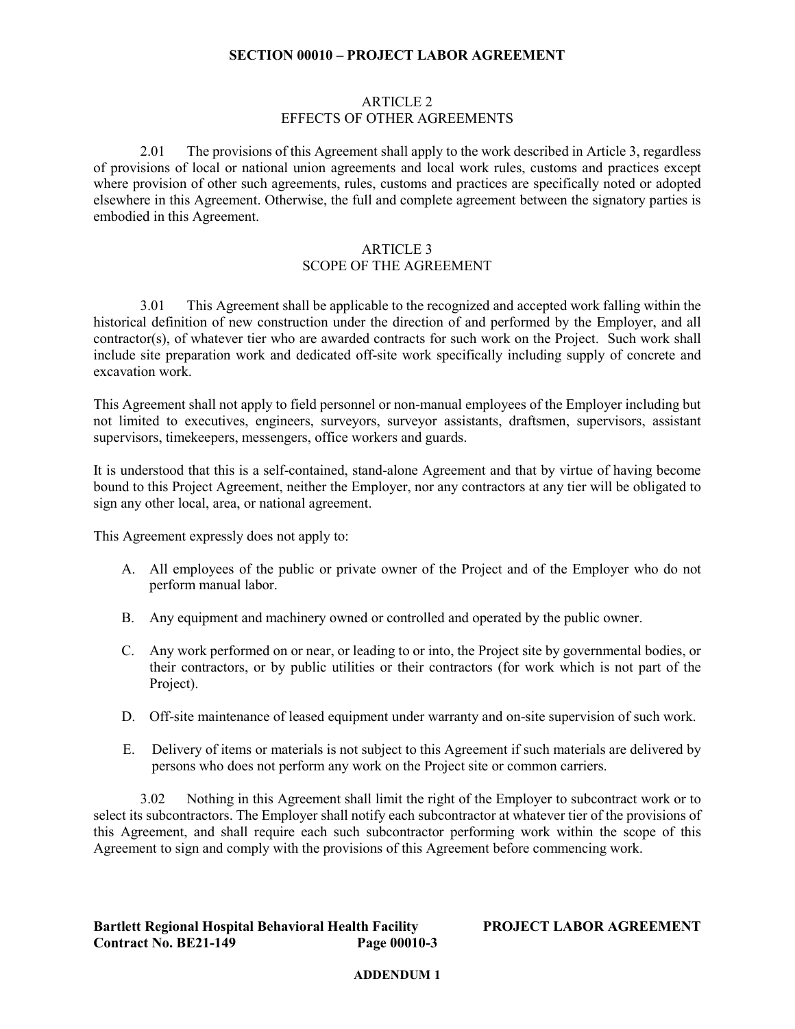## ARTICLE 2
## EFFECTS OF OTHER AGREEMENTS

2.01 The provisions of this Agreement shall apply to the work described in Article 3, regardless of provisions of local or national union agreements and local work rules, customs and practices except where provision of other such agreements, rules, customs and practices are specifically noted or adopted elsewhere in this Agreement. Otherwise, the full and complete agreement between the signatory parties is embodied in this Agreement.

## ARTICLE 3
## SCOPE OF THE AGREEMENT

3.01 This Agreement shall be applicable to the recognized and accepted work falling within the historical definition of new construction under the direction of and performed by the Employer, and all contractor(s), of whatever tier who are awarded contracts for such work on the Project. Such work shall include site preparation work and dedicated off-site work specifically including supply of concrete and excavation work.

This Agreement shall not apply to field personnel or non-manual employees of the Employer including but not limited to executives, engineers, surveyors, surveyor assistants, draftsmen, supervisors, assistant supervisors, timekeepers, messengers, office workers and guards.

It is understood that this is a self-contained, stand-alone Agreement and that by virtue of having become bound to this Project Agreement, neither the Employer, nor any contractors at any tier will be obligated to sign any other local, area, or national agreement.

This Agreement expressly does not apply to:

A. All employees of the public or private owner of the Project and of the Employer who do not perform manual labor.

B. Any equipment and machinery owned or controlled and operated by the public owner.

C. Any work performed on or near, or leading to or into, the Project site by governmental bodies, or their contractors, or by public utilities or their contractors (for work which is not part of the Project).

D. Off-site maintenance of leased equipment under warranty and on-site supervision of such work.

E. Delivery of items or materials is not subject to this Agreement if such materials are delivered by persons who does not perform any work on the Project site or common carriers.

3.02 Nothing in this Agreement shall limit the right of the Employer to subcontract work or to select its subcontractors. The Employer shall notify each subcontractor at whatever tier of the provisions of this Agreement, and shall require each such subcontractor performing work within the scope of this Agreement to sign and comply with the provisions of this Agreement before commencing work.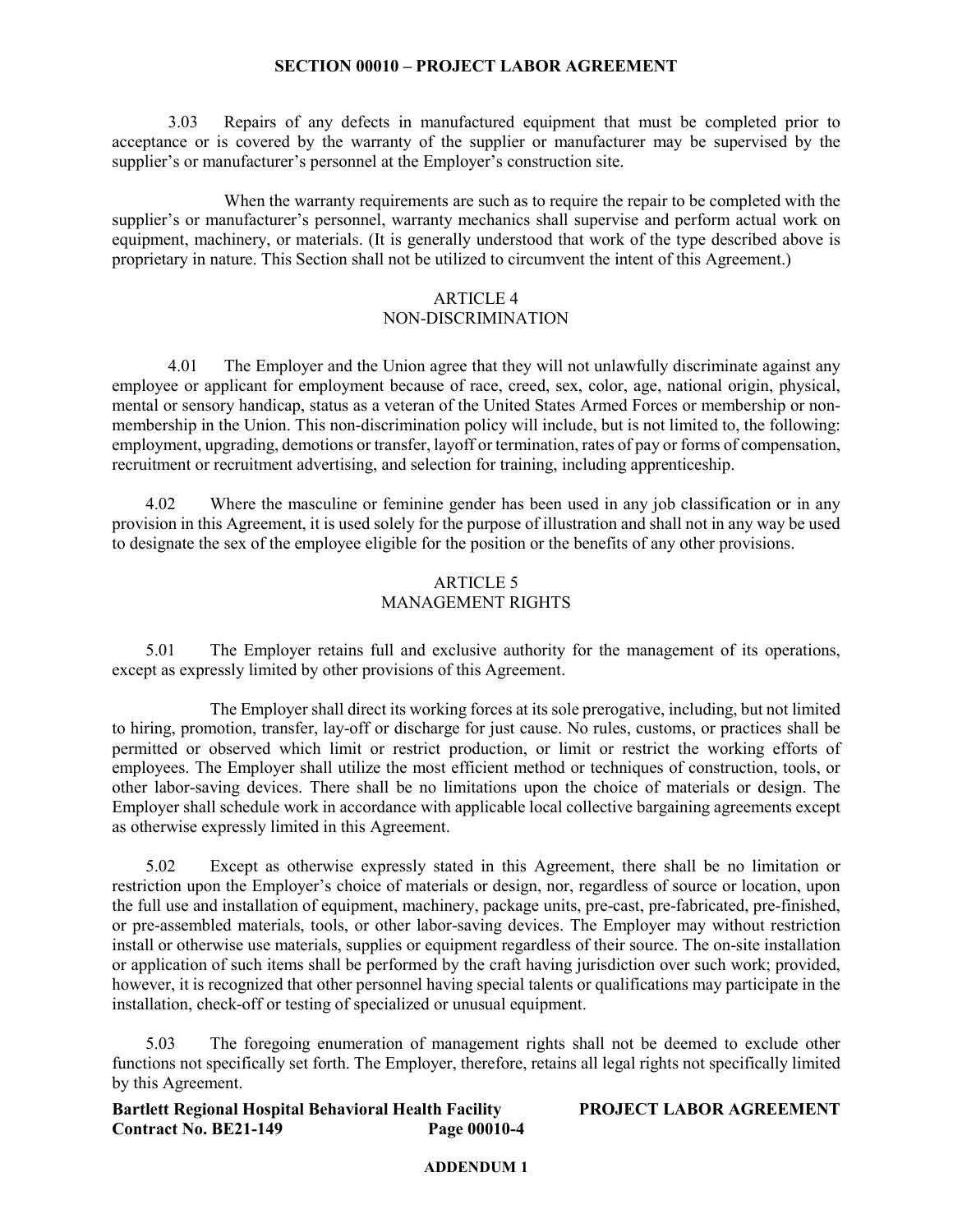3.03 Repairs of any defects in manufactured equipment that must be completed prior to acceptance or is covered by the warranty of the supplier or manufacturer may be supervised by the supplier's or manufacturer's personnel at the Employer's construction site.

When the warranty requirements are such as to require the repair to be completed with the supplier's or manufacturer's personnel, warranty mechanics shall supervise and perform actual work on equipment, machinery, or materials. (It is generally understood that work of the type described above is proprietary in nature. This Section shall not be utilized to circumvent the intent of this Agreement.)

## ARTICLE 4
## NON-DISCRIMINATION

4.01 The Employer and the Union agree that they will not unlawfully discriminate against any employee or applicant for employment because of race, creed, sex, color, age, national origin, physical, mental or sensory handicap, status as a veteran of the United States Armed Forces or membership or non-membership in the Union. This non-discrimination policy will include, but is not limited to, the following: employment, upgrading, demotions or transfer, layoff or termination, rates of pay or forms of compensation, recruitment or recruitment advertising, and selection for training, including apprenticeship.

4.02 Where the masculine or feminine gender has been used in any job classification or in any provision in this Agreement, it is used solely for the purpose of illustration and shall not in any way be used to designate the sex of the employee eligible for the position or the benefits of any other provisions.

## ARTICLE 5
## MANAGEMENT RIGHTS

5.01 The Employer retains full and exclusive authority for the management of its operations, except as expressly limited by other provisions of this Agreement.

The Employer shall direct its working forces at its sole prerogative, including, but not limited to hiring, promotion, transfer, lay-off or discharge for just cause. No rules, customs, or practices shall be permitted or observed which limit or restrict production, or limit or restrict the working efforts of employees. The Employer shall utilize the most efficient method or techniques of construction, tools, or other labor-saving devices. There shall be no limitations upon the choice of materials or design. The Employer shall schedule work in accordance with applicable local collective bargaining agreements except as otherwise expressly limited in this Agreement.

5.02 Except as otherwise expressly stated in this Agreement, there shall be no limitation or restriction upon the Employer's choice of materials or design, nor, regardless of source or location, upon the full use and installation of equipment, machinery, package units, pre-cast, pre-fabricated, pre-finished, or pre-assembled materials, tools, or other labor-saving devices. The Employer may without restriction install or otherwise use materials, supplies or equipment regardless of their source. The on-site installation or application of such items shall be performed by the craft having jurisdiction over such work; provided, however, it is recognized that other personnel having special talents or qualifications may participate in the installation, check-off or testing of specialized or unusual equipment.

5.03 The foregoing enumeration of management rights shall not be deemed to exclude other functions not specifically set forth. The Employer, therefore, retains all legal rights not specifically limited by this Agreement.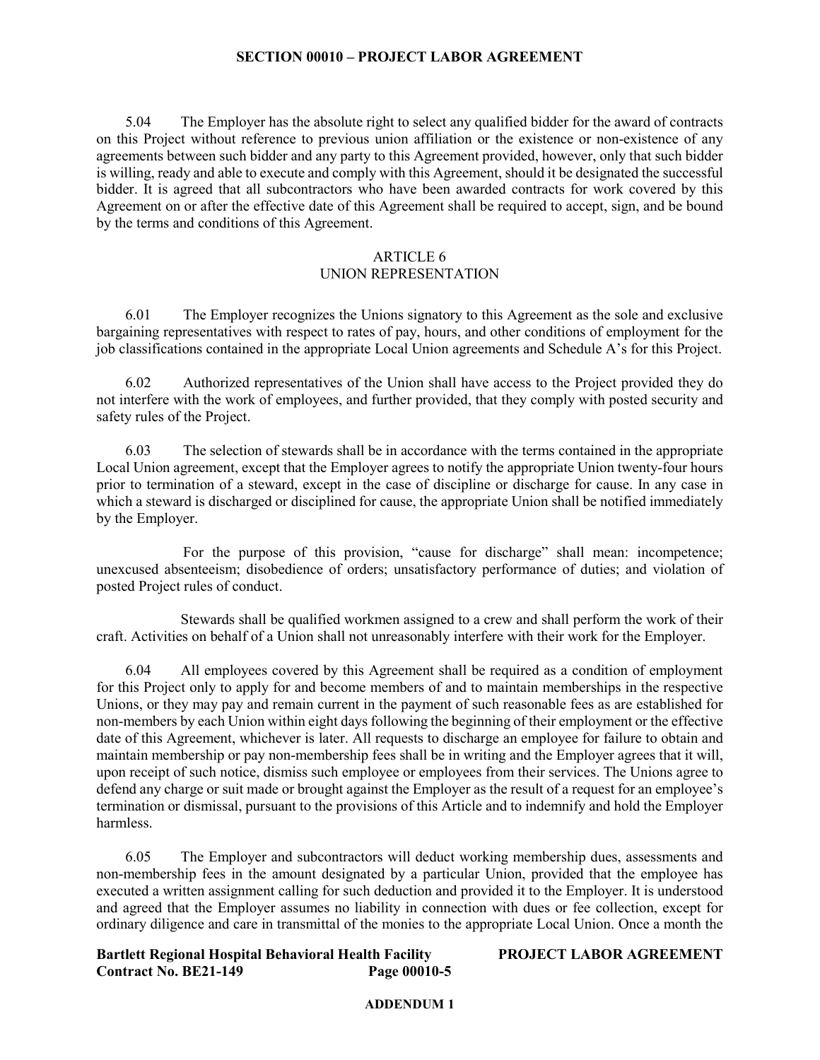5.04 The Employer has the absolute right to select any qualified bidder for the award of contracts on this Project without reference to previous union affiliation or the existence or non-existence of any agreements between such bidder and any party to this Agreement provided, however, only that such bidder is willing, ready and able to execute and comply with this Agreement, should it be designated the successful bidder. It is agreed that all subcontractors who have been awarded contracts for work covered by this Agreement on or after the effective date of this Agreement shall be required to accept, sign, and be bound by the terms and conditions of this Agreement.

## ARTICLE 6
## UNION REPRESENTATION

6.01 The Employer recognizes the Unions signatory to this Agreement as the sole and exclusive bargaining representatives with respect to rates of pay, hours, and other conditions of employment for the job classifications contained in the appropriate Local Union agreements and Schedule A's for this Project.

6.02 Authorized representatives of the Union shall have access to the Project provided they do not interfere with the work of employees, and further provided, that they comply with posted security and safety rules of the Project.

6.03 The selection of stewards shall be in accordance with the terms contained in the appropriate Local Union agreement, except that the Employer agrees to notify the appropriate Union twenty-four hours prior to termination of a steward, except in the case of discipline or discharge for cause. In any case in which a steward is discharged or disciplined for cause, the appropriate Union shall be notified immediately by the Employer.

For the purpose of this provision, "cause for discharge" shall mean: incompetence; unexcused absenteeism; disobedience of orders; unsatisfactory performance of duties; and violation of posted Project rules of conduct.

Stewards shall be qualified workmen assigned to a crew and shall perform the work of their craft. Activities on behalf of a Union shall not unreasonably interfere with their work for the Employer.

6.04 All employees covered by this Agreement shall be required as a condition of employment for this Project only to apply for and become members of and to maintain memberships in the respective Unions, or they may pay and remain current in the payment of such reasonable fees as are established for non-members by each Union within eight days following the beginning of their employment or the effective date of this Agreement, whichever is later. All requests to discharge an employee for failure to obtain and maintain membership or pay non-membership fees shall be in writing and the Employer agrees that it will, upon receipt of such notice, dismiss such employee or employees from their services. The Unions agree to defend any charge or suit made or brought against the Employer as the result of a request for an employee's termination or dismissal, pursuant to the provisions of this Article and to indemnify and hold the Employer harmless.

6.05 The Employer and subcontractors will deduct working membership dues, assessments and non-membership fees in the amount designated by a particular Union, provided that the employee has executed a written assignment calling for such deduction and provided it to the Employer. It is understood and agreed that the Employer assumes no liability in connection with dues or fee collection, except for ordinary diligence and care in transmittal of the monies to the appropriate Local Union. Once a month the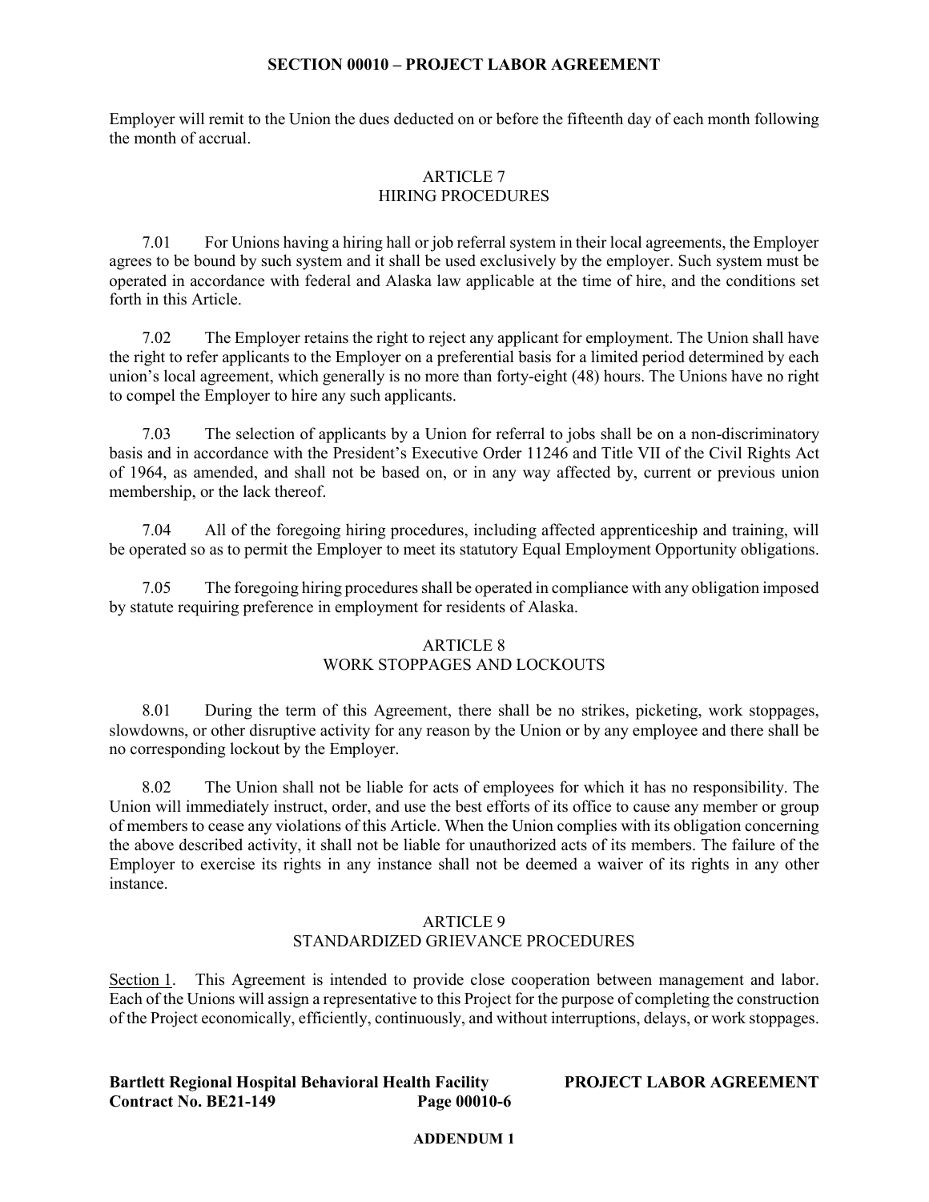Employer will remit to the Union the dues deducted on or before the fifteenth day of each month following the month of accrual.

## ARTICLE 7
## HIRING PROCEDURES

7.01 For Unions having a hiring hall or job referral system in their local agreements, the Employer agrees to be bound by such system and it shall be used exclusively by the employer. Such system must be operated in accordance with federal and Alaska law applicable at the time of hire, and the conditions set forth in this Article.

7.02 The Employer retains the right to reject any applicant for employment. The Union shall have the right to refer applicants to the Employer on a preferential basis for a limited period determined by each union's local agreement, which generally is no more than forty-eight (48) hours. The Unions have no right to compel the Employer to hire any such applicants.

7.03 The selection of applicants by a Union for referral to jobs shall be on a non-discriminatory basis and in accordance with the President's Executive Order 11246 and Title VII of the Civil Rights Act of 1964, as amended, and shall not be based on, or in any way affected by, current or previous union membership, or the lack thereof.

7.04 All of the foregoing hiring procedures, including affected apprenticeship and training, will be operated so as to permit the Employer to meet its statutory Equal Employment Opportunity obligations.

7.05 The foregoing hiring procedures shall be operated in compliance with any obligation imposed by statute requiring preference in employment for residents of Alaska.

## ARTICLE 8
## WORK STOPPAGES AND LOCKOUTS

8.01 During the term of this Agreement, there shall be no strikes, picketing, work stoppages, slowdowns, or other disruptive activity for any reason by the Union or by any employee and there shall be no corresponding lockout by the Employer.

8.02 The Union shall not be liable for acts of employees for which it has no responsibility. The Union will immediately instruct, order, and use the best efforts of its office to cause any member or group of members to cease any violations of this Article. When the Union complies with its obligation concerning the above described activity, it shall not be liable for unauthorized acts of its members. The failure of the Employer to exercise its rights in any instance shall not be deemed a waiver of its rights in any other instance.

## ARTICLE 9
## STANDARDIZED GRIEVANCE PROCEDURES

Section 1. This Agreement is intended to provide close cooperation between management and labor. Each of the Unions will assign a representative to this Project for the purpose of completing the construction of the Project economically, efficiently, continuously, and without interruptions, delays, or work stoppages.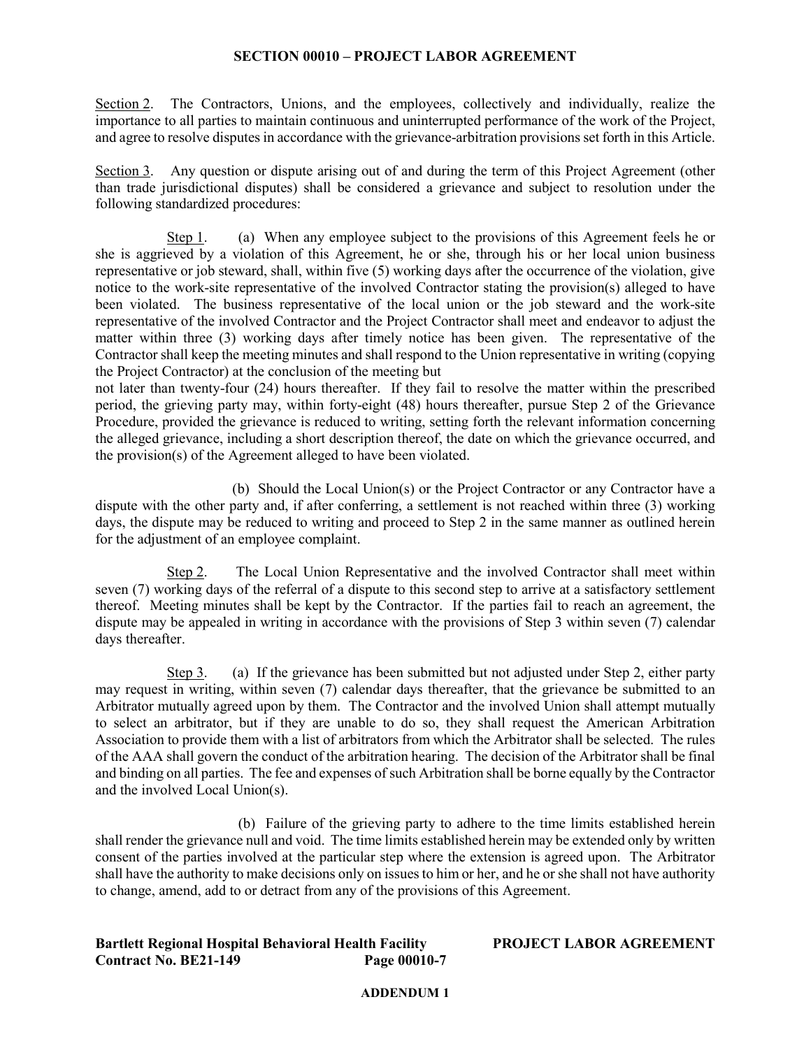Section 2. The Contractors, Unions, and the employees, collectively and individually, realize the importance to all parties to maintain continuous and uninterrupted performance of the work of the Project, and agree to resolve disputes in accordance with the grievance-arbitration provisions set forth in this Article.

Section 3. Any question or dispute arising out of and during the term of this Project Agreement (other than trade jurisdictional disputes) shall be considered a grievance and subject to resolution under the following standardized procedures:

Step 1. (a) When any employee subject to the provisions of this Agreement feels he or she is aggrieved by a violation of this Agreement, he or she, through his or her local union business representative or job steward, shall, within five (5) working days after the occurrence of the violation, give notice to the work-site representative of the involved Contractor stating the provision(s) alleged to have been violated. The business representative of the local union or the job steward and the work-site representative of the involved Contractor and the Project Contractor shall meet and endeavor to adjust the matter within three (3) working days after timely notice has been given. The representative of the Contractor shall keep the meeting minutes and shall respond to the Union representative in writing (copying the Project Contractor) at the conclusion of the meeting but not later than twenty-four (24) hours thereafter. If they fail to resolve the matter within the prescribed period, the grieving party may, within forty-eight (48) hours thereafter, pursue Step 2 of the Grievance Procedure, provided the grievance is reduced to writing, setting forth the relevant information concerning the alleged grievance, including a short description thereof, the date on which the grievance occurred, and the provision(s) of the Agreement alleged to have been violated.

(b) Should the Local Union(s) or the Project Contractor or any Contractor have a dispute with the other party and, if after conferring, a settlement is not reached within three (3) working days, the dispute may be reduced to writing and proceed to Step 2 in the same manner as outlined herein for the adjustment of an employee complaint.

Step 2. The Local Union Representative and the involved Contractor shall meet within seven (7) working days of the referral of a dispute to this second step to arrive at a satisfactory settlement thereof. Meeting minutes shall be kept by the Contractor. If the parties fail to reach an agreement, the dispute may be appealed in writing in accordance with the provisions of Step 3 within seven (7) calendar days thereafter.

Step 3. (a) If the grievance has been submitted but not adjusted under Step 2, either party may request in writing, within seven (7) calendar days thereafter, that the grievance be submitted to an Arbitrator mutually agreed upon by them. The Contractor and the involved Union shall attempt mutually to select an arbitrator, but if they are unable to do so, they shall request the American Arbitration Association to provide them with a list of arbitrators from which the Arbitrator shall be selected. The rules of the AAA shall govern the conduct of the arbitration hearing. The decision of the Arbitrator shall be final and binding on all parties. The fee and expenses of such Arbitration shall be borne equally by the Contractor and the involved Local Union(s).

(b) Failure of the grieving party to adhere to the time limits established herein shall render the grievance null and void. The time limits established herein may be extended only by written consent of the parties involved at the particular step where the extension is agreed upon. The Arbitrator shall have the authority to make decisions only on issues to him or her, and he or she shall not have authority to change, amend, add to or detract from any of the provisions of this Agreement.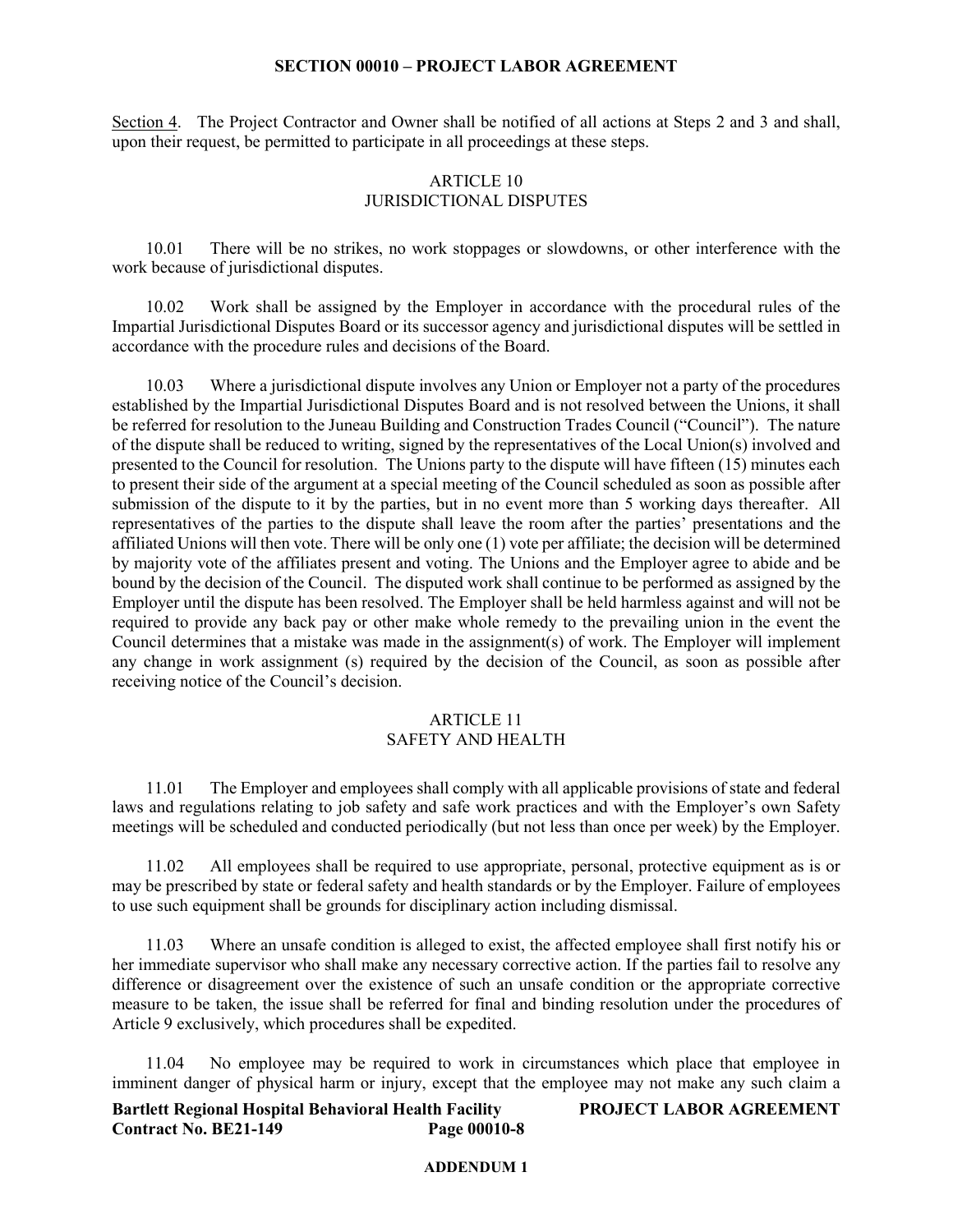Section 4. The Project Contractor and Owner shall be notified of all actions at Steps 2 and 3 and shall, upon their request, be permitted to participate in all proceedings at these steps.

## ARTICLE 10
## JURISDICTIONAL DISPUTES

10.01 There will be no strikes, no work stoppages or slowdowns, or other interference with the work because of jurisdictional disputes.

10.02 Work shall be assigned by the Employer in accordance with the procedural rules of the Impartial Jurisdictional Disputes Board or its successor agency and jurisdictional disputes will be settled in accordance with the procedure rules and decisions of the Board.

10.03 Where a jurisdictional dispute involves any Union or Employer not a party of the procedures established by the Impartial Jurisdictional Disputes Board and is not resolved between the Unions, it shall be referred for resolution to the Juneau Building and Construction Trades Council ("Council"). The nature of the dispute shall be reduced to writing, signed by the representatives of the Local Union(s) involved and presented to the Council for resolution. The Unions party to the dispute will have fifteen (15) minutes each to present their side of the argument at a special meeting of the Council scheduled as soon as possible after submission of the dispute to it by the parties, but in no event more than 5 working days thereafter. All representatives of the parties to the dispute shall leave the room after the parties' presentations and the affiliated Unions will then vote. There will be only one (1) vote per affiliate; the decision will be determined by majority vote of the affiliates present and voting. The Unions and the Employer agree to abide and be bound by the decision of the Council. The disputed work shall continue to be performed as assigned by the Employer until the dispute has been resolved. The Employer shall be held harmless against and will not be required to provide any back pay or other make whole remedy to the prevailing union in the event the Council determines that a mistake was made in the assignment(s) of work. The Employer will implement any change in work assignment (s) required by the decision of the Council, as soon as possible after receiving notice of the Council's decision.

## ARTICLE 11
## SAFETY AND HEALTH

11.01 The Employer and employees shall comply with all applicable provisions of state and federal laws and regulations relating to job safety and safe work practices and with the Employer's own Safety meetings will be scheduled and conducted periodically (but not less than once per week) by the Employer.

11.02 All employees shall be required to use appropriate, personal, protective equipment as is or may be prescribed by state or federal safety and health standards or by the Employer. Failure of employees to use such equipment shall be grounds for disciplinary action including dismissal.

11.03 Where an unsafe condition is alleged to exist, the affected employee shall first notify his or her immediate supervisor who shall make any necessary corrective action. If the parties fail to resolve any difference or disagreement over the existence of such an unsafe condition or the appropriate corrective measure to be taken, the issue shall be referred for final and binding resolution under the procedures of Article 9 exclusively, which procedures shall be expedited.

11.04 No employee may be required to work in circumstances which place that employee in imminent danger of physical harm or injury, except that the employee may not make any such claim a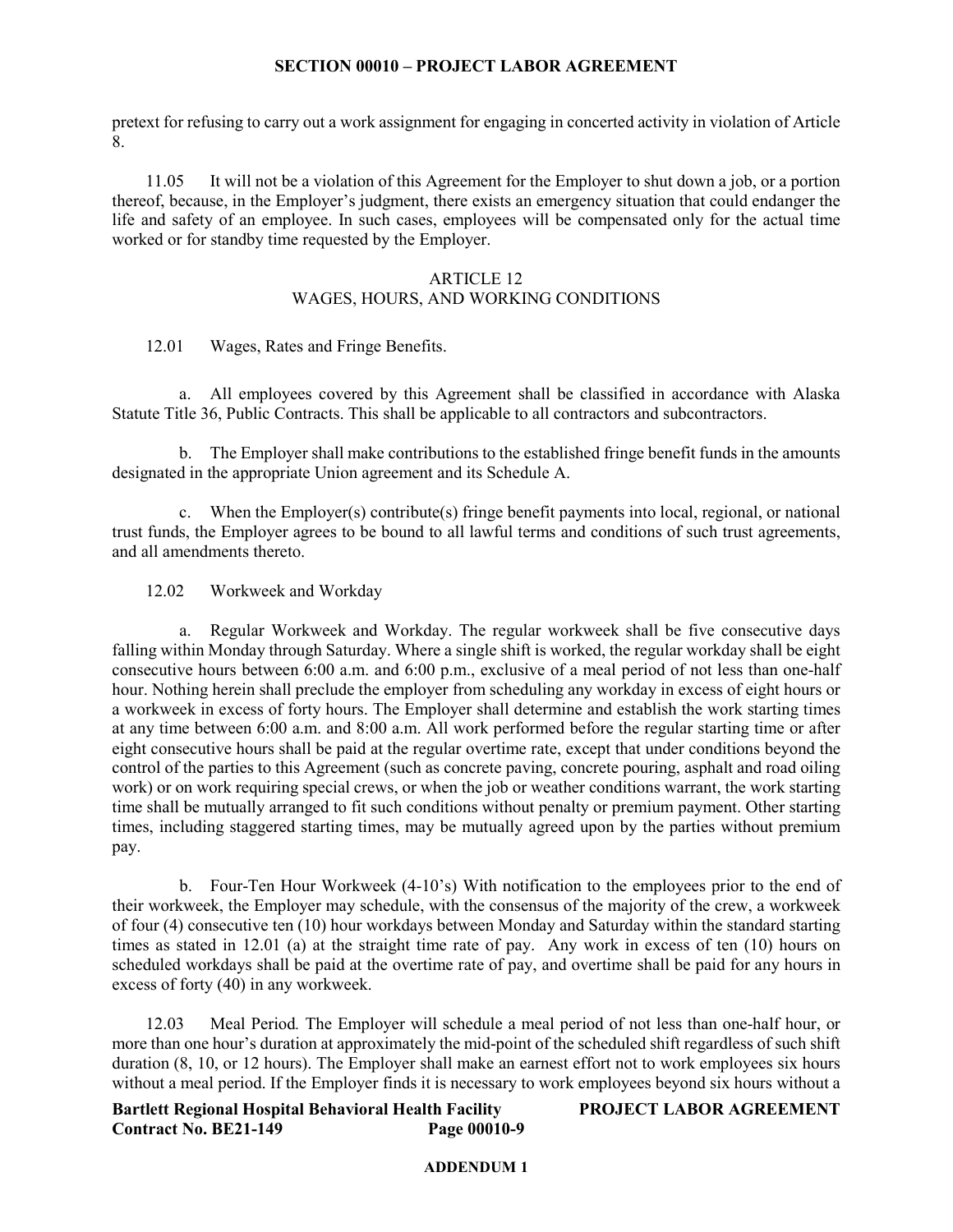pretext for refusing to carry out a work assignment for engaging in concerted activity in violation of Article 8.

11.05 It will not be a violation of this Agreement for the Employer to shut down a job, or a portion thereof, because, in the Employer's judgment, there exists an emergency situation that could endanger the life and safety of an employee. In such cases, employees will be compensated only for the actual time worked or for standby time requested by the Employer.

## ARTICLE 12
## WAGES, HOURS, AND WORKING CONDITIONS

12.01 Wages, Rates and Fringe Benefits.

a. All employees covered by this Agreement shall be classified in accordance with Alaska Statute Title 36, Public Contracts. This shall be applicable to all contractors and subcontractors.

b. The Employer shall make contributions to the established fringe benefit funds in the amounts designated in the appropriate Union agreement and its Schedule A.

c. When the Employer(s) contribute(s) fringe benefit payments into local, regional, or national trust funds, the Employer agrees to be bound to all lawful terms and conditions of such trust agreements, and all amendments thereto.

12.02 Workweek and Workday

a. Regular Workweek and Workday. The regular workweek shall be five consecutive days falling within Monday through Saturday. Where a single shift is worked, the regular workday shall be eight consecutive hours between 6:00 a.m. and 6:00 p.m., exclusive of a meal period of not less than one-half hour. Nothing herein shall preclude the employer from scheduling any workday in excess of eight hours or a workweek in excess of forty hours. The Employer shall determine and establish the work starting times at any time between 6:00 a.m. and 8:00 a.m. All work performed before the regular starting time or after eight consecutive hours shall be paid at the regular overtime rate, except that under conditions beyond the control of the parties to this Agreement (such as concrete paving, concrete pouring, asphalt and road oiling work) or on work requiring special crews, or when the job or weather conditions warrant, the work starting time shall be mutually arranged to fit such conditions without penalty or premium payment. Other starting times, including staggered starting times, may be mutually agreed upon by the parties without premium pay.

b. Four-Ten Hour Workweek (4-10's) With notification to the employees prior to the end of their workweek, the Employer may schedule, with the consensus of the majority of the crew, a workweek of four (4) consecutive ten (10) hour workdays between Monday and Saturday within the standard starting times as stated in 12.01 (a) at the straight time rate of pay. Any work in excess of ten (10) hours on scheduled workdays shall be paid at the overtime rate of pay, and overtime shall be paid for any hours in excess of forty (40) in any workweek.

12.03 Meal Period*.* The Employer will schedule a meal period of not less than one-half hour, or more than one hour's duration at approximately the mid-point of the scheduled shift regardless of such shift duration (8, 10, or 12 hours). The Employer shall make an earnest effort not to work employees six hours without a meal period. If the Employer finds it is necessary to work employees beyond six hours without a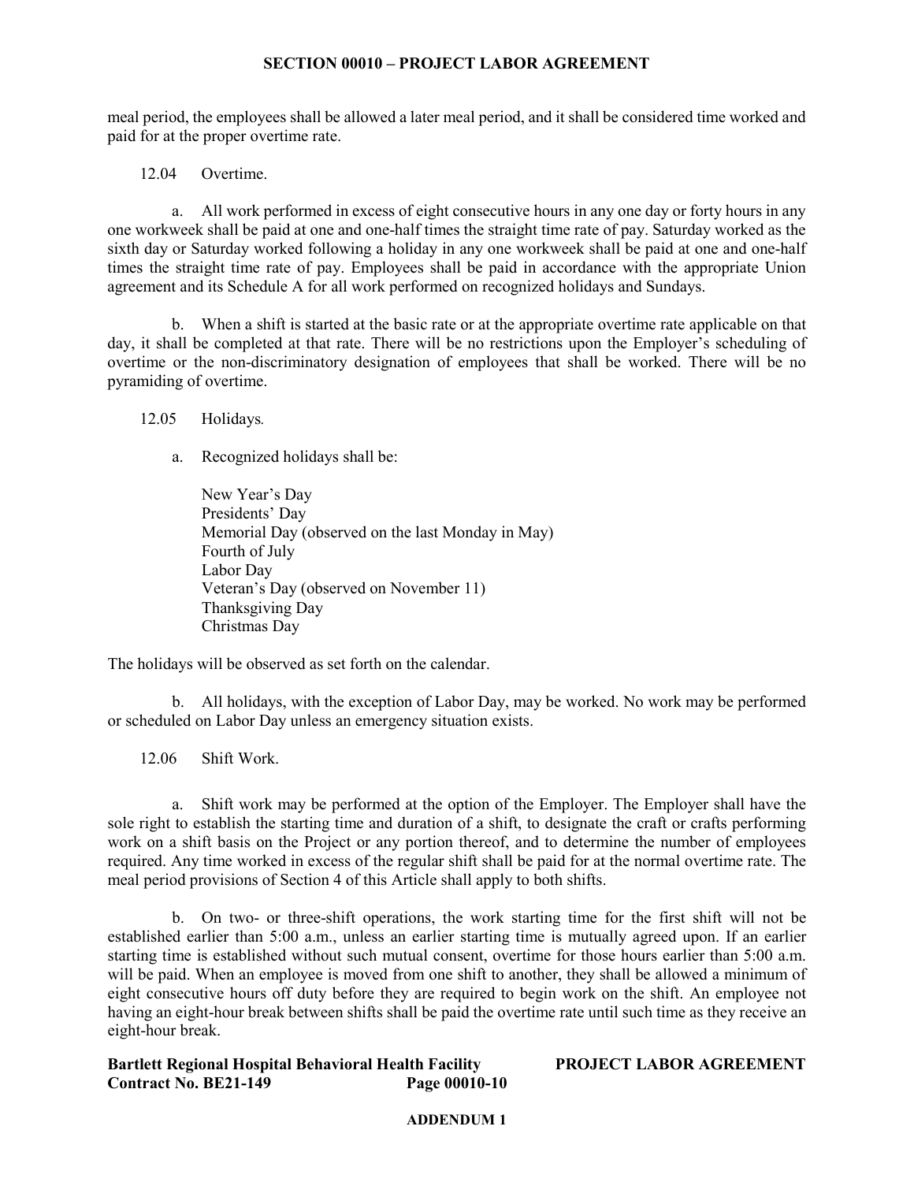meal period, the employees shall be allowed a later meal period, and it shall be considered time worked and paid for at the proper overtime rate.

12.04 Overtime.

a. All work performed in excess of eight consecutive hours in any one day or forty hours in any one workweek shall be paid at one and one-half times the straight time rate of pay. Saturday worked as the sixth day or Saturday worked following a holiday in any one workweek shall be paid at one and one-half times the straight time rate of pay. Employees shall be paid in accordance with the appropriate Union agreement and its Schedule A for all work performed on recognized holidays and Sundays.

b. When a shift is started at the basic rate or at the appropriate overtime rate applicable on that day, it shall be completed at that rate. There will be no restrictions upon the Employer's scheduling of overtime or the non-discriminatory designation of employees that shall be worked. There will be no pyramiding of overtime.

12.05 Holidays.

a. Recognized holidays shall be:

New Year's Day
Presidents' Day
Memorial Day (observed on the last Monday in May)
Fourth of July
Labor Day
Veteran's Day (observed on November 11)
Thanksgiving Day
Christmas Day

The holidays will be observed as set forth on the calendar.

b. All holidays, with the exception of Labor Day, may be worked. No work may be performed or scheduled on Labor Day unless an emergency situation exists.

12.06 Shift Work.

a. Shift work may be performed at the option of the Employer. The Employer shall have the sole right to establish the starting time and duration of a shift, to designate the craft or crafts performing work on a shift basis on the Project or any portion thereof, and to determine the number of employees required. Any time worked in excess of the regular shift shall be paid for at the normal overtime rate. The meal period provisions of Section 4 of this Article shall apply to both shifts.

b. On two- or three-shift operations, the work starting time for the first shift will not be established earlier than 5:00 a.m., unless an earlier starting time is mutually agreed upon. If an earlier starting time is established without such mutual consent, overtime for those hours earlier than 5:00 a.m. will be paid. When an employee is moved from one shift to another, they shall be allowed a minimum of eight consecutive hours off duty before they are required to begin work on the shift. An employee not having an eight-hour break between shifts shall be paid the overtime rate until such time as they receive an eight-hour break.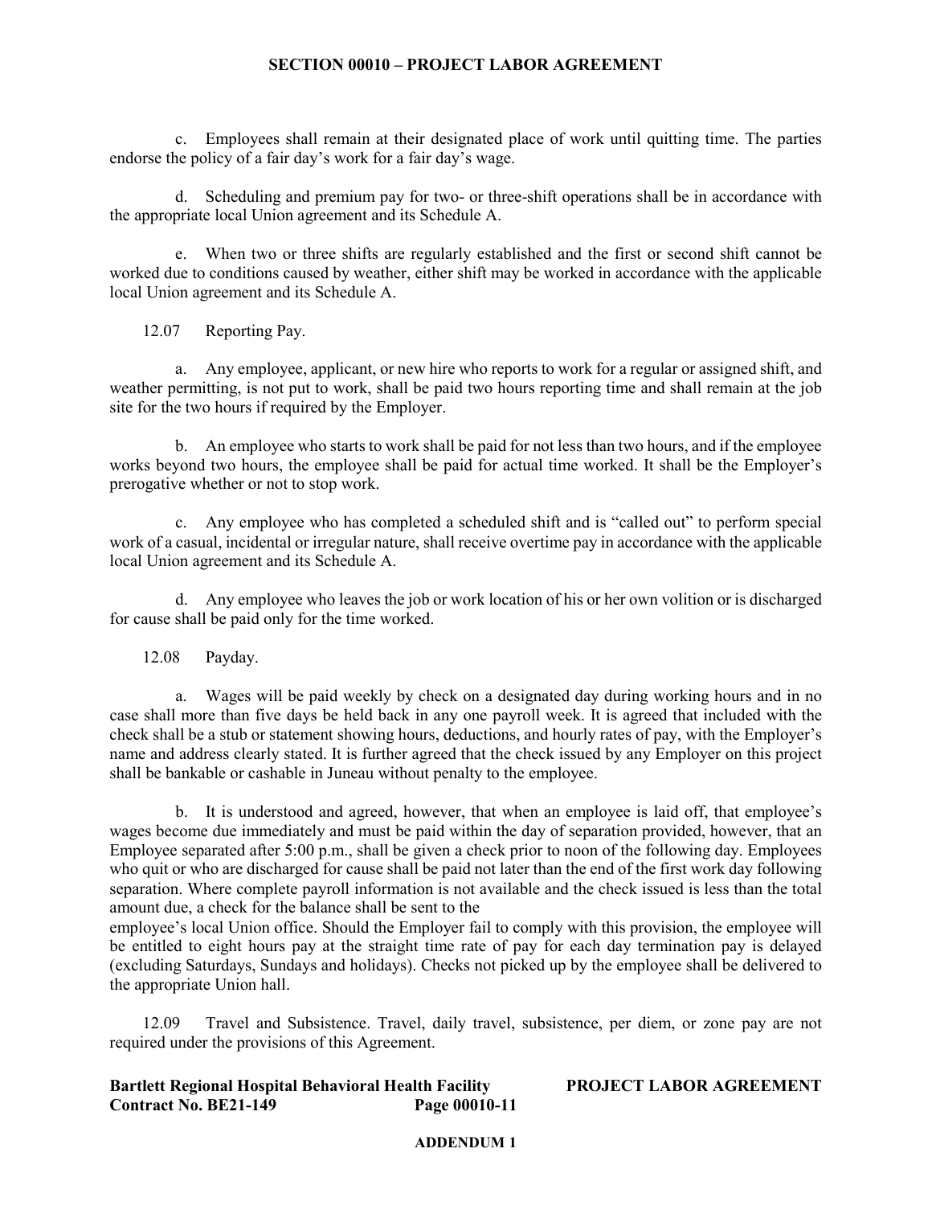c. Employees shall remain at their designated place of work until quitting time. The parties endorse the policy of a fair day's work for a fair day's wage.

d. Scheduling and premium pay for two- or three-shift operations shall be in accordance with the appropriate local Union agreement and its Schedule A.

e. When two or three shifts are regularly established and the first or second shift cannot be worked due to conditions caused by weather, either shift may be worked in accordance with the applicable local Union agreement and its Schedule A.

12.07 Reporting Pay.

a. Any employee, applicant, or new hire who reports to work for a regular or assigned shift, and weather permitting, is not put to work, shall be paid two hours reporting time and shall remain at the job site for the two hours if required by the Employer.

b. An employee who starts to work shall be paid for not less than two hours, and if the employee works beyond two hours, the employee shall be paid for actual time worked. It shall be the Employer's prerogative whether or not to stop work.

c. Any employee who has completed a scheduled shift and is "called out" to perform special work of a casual, incidental or irregular nature, shall receive overtime pay in accordance with the applicable local Union agreement and its Schedule A.

d. Any employee who leaves the job or work location of his or her own volition or is discharged for cause shall be paid only for the time worked.

12.08 Payday.

a. Wages will be paid weekly by check on a designated day during working hours and in no case shall more than five days be held back in any one payroll week. It is agreed that included with the check shall be a stub or statement showing hours, deductions, and hourly rates of pay, with the Employer's name and address clearly stated. It is further agreed that the check issued by any Employer on this project shall be bankable or cashable in Juneau without penalty to the employee.

b. It is understood and agreed, however, that when an employee is laid off, that employee's wages become due immediately and must be paid within the day of separation provided, however, that an Employee separated after 5:00 p.m., shall be given a check prior to noon of the following day. Employees who quit or who are discharged for cause shall be paid not later than the end of the first work day following separation. Where complete payroll information is not available and the check issued is less than the total amount due, a check for the balance shall be sent to the employee's local Union office. Should the Employer fail to comply with this provision, the employee will be entitled to eight hours pay at the straight time rate of pay for each day termination pay is delayed (excluding Saturdays, Sundays and holidays). Checks not picked up by the employee shall be delivered to the appropriate Union hall.

12.09 Travel and Subsistence. Travel, daily travel, subsistence, per diem, or zone pay are not required under the provisions of this Agreement.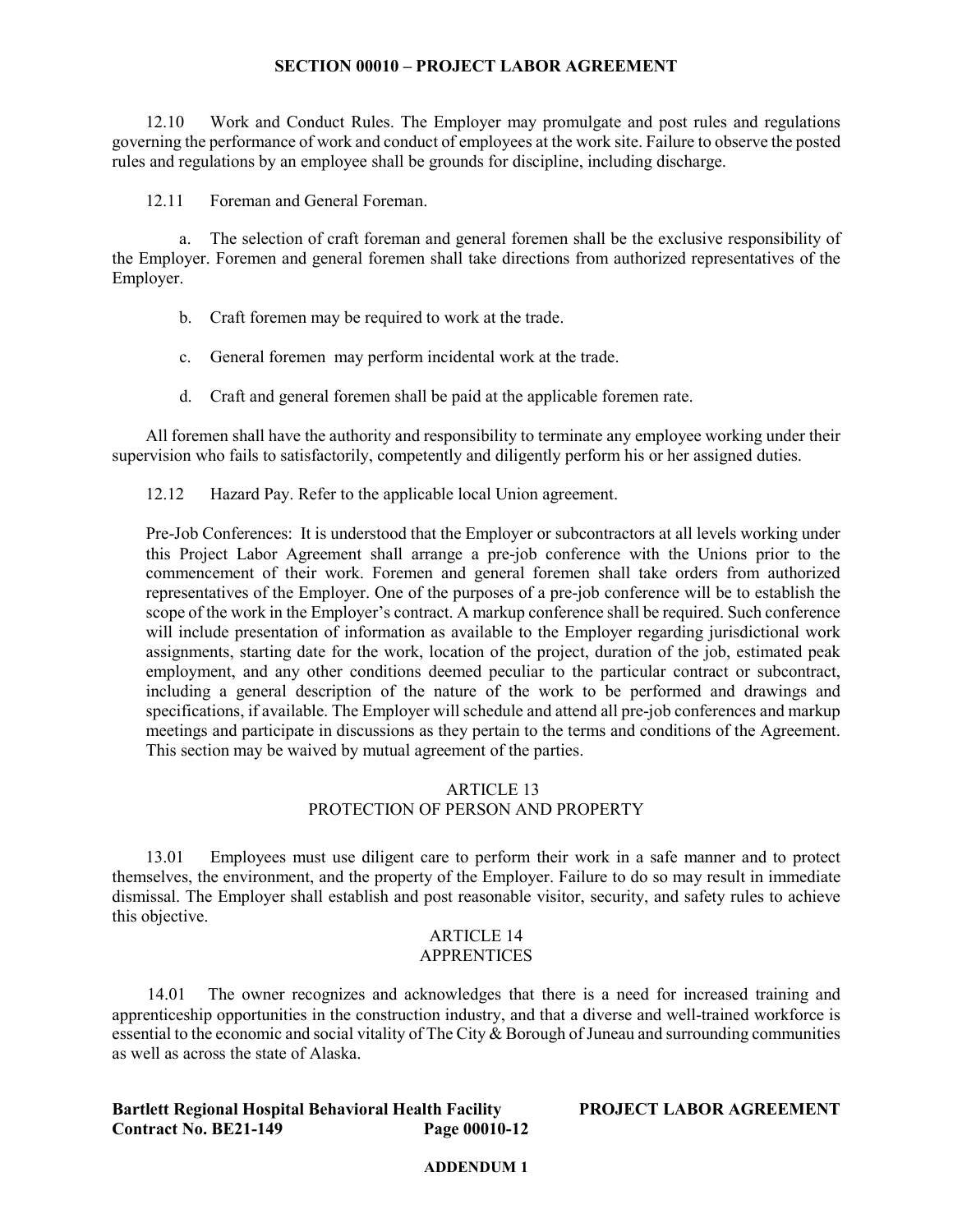12.10 Work and Conduct Rules. The Employer may promulgate and post rules and regulations governing the performance of work and conduct of employees at the work site. Failure to observe the posted rules and regulations by an employee shall be grounds for discipline, including discharge.

12.11 Foreman and General Foreman.

a. The selection of craft foreman and general foremen shall be the exclusive responsibility of the Employer. Foremen and general foremen shall take directions from authorized representatives of the Employer.

b. Craft foremen may be required to work at the trade.

c. General foremen may perform incidental work at the trade.

d. Craft and general foremen shall be paid at the applicable foremen rate.

All foremen shall have the authority and responsibility to terminate any employee working under their supervision who fails to satisfactorily, competently and diligently perform his or her assigned duties.

12.12 Hazard Pay. Refer to the applicable local Union agreement.

Pre-Job Conferences: It is understood that the Employer or subcontractors at all levels working under this Project Labor Agreement shall arrange a pre-job conference with the Unions prior to the commencement of their work. Foremen and general foremen shall take orders from authorized representatives of the Employer. One of the purposes of a pre-job conference will be to establish the scope of the work in the Employer's contract. A markup conference shall be required. Such conference will include presentation of information as available to the Employer regarding jurisdictional work assignments, starting date for the work, location of the project, duration of the job, estimated peak employment, and any other conditions deemed peculiar to the particular contract or subcontract, including a general description of the nature of the work to be performed and drawings and specifications, if available. The Employer will schedule and attend all pre-job conferences and markup meetings and participate in discussions as they pertain to the terms and conditions of the Agreement. This section may be waived by mutual agreement of the parties.

## ARTICLE 13
## PROTECTION OF PERSON AND PROPERTY

13.01 Employees must use diligent care to perform their work in a safe manner and to protect themselves, the environment, and the property of the Employer. Failure to do so may result in immediate dismissal. The Employer shall establish and post reasonable visitor, security, and safety rules to achieve this objective.

## ARTICLE 14
## APPRENTICES

14.01 The owner recognizes and acknowledges that there is a need for increased training and apprenticeship opportunities in the construction industry, and that a diverse and well-trained workforce is essential to the economic and social vitality of The City & Borough of Juneau and surrounding communities as well as across the state of Alaska.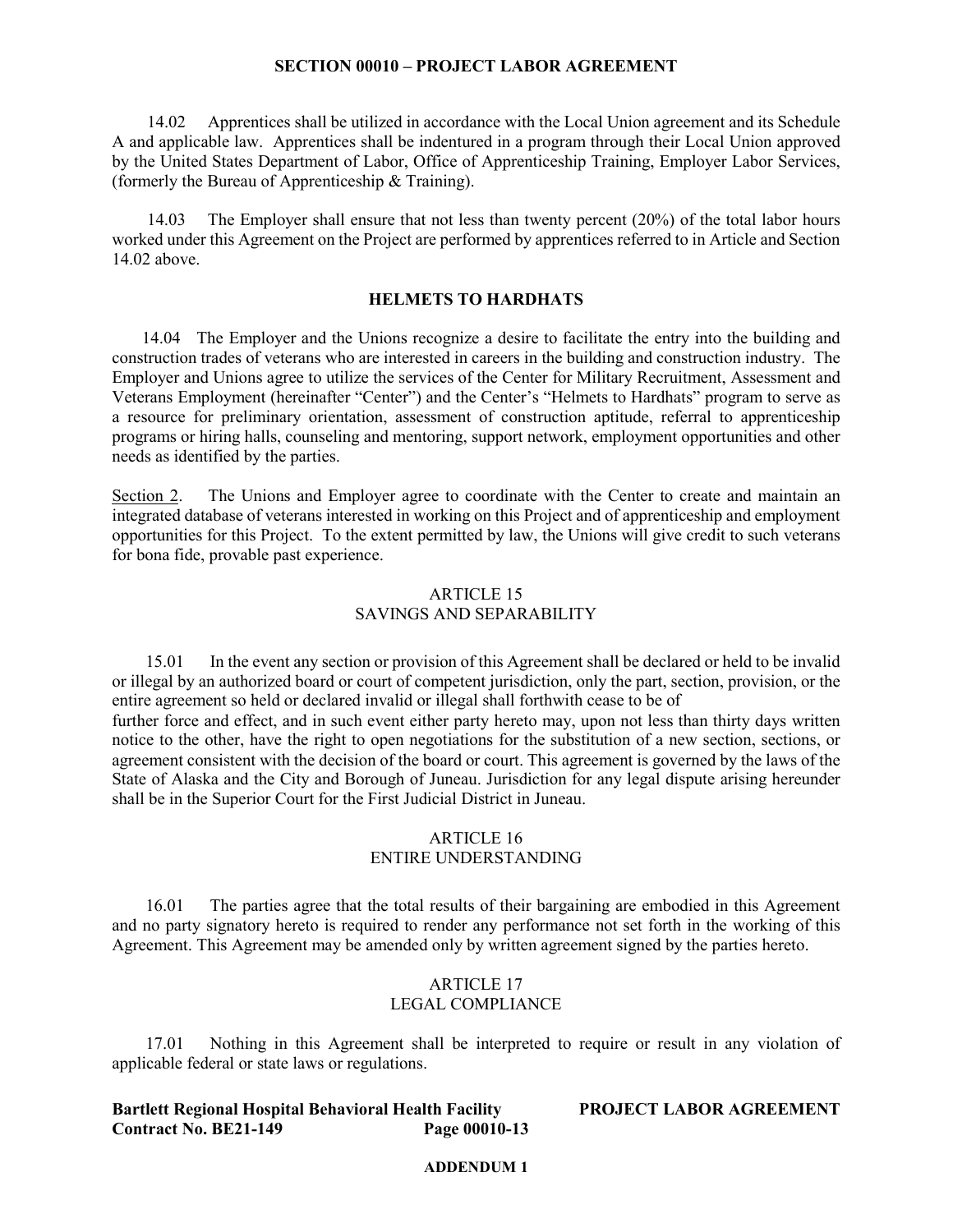14.02 Apprentices shall be utilized in accordance with the Local Union agreement and its Schedule A and applicable law. Apprentices shall be indentured in a program through their Local Union approved by the United States Department of Labor, Office of Apprenticeship Training, Employer Labor Services, (formerly the Bureau of Apprenticeship & Training).

14.03 The Employer shall ensure that not less than twenty percent (20%) of the total labor hours worked under this Agreement on the Project are performed by apprentices referred to in Article and Section 14.02 above.

## HELMETS TO HARDHATS

14.04 The Employer and the Unions recognize a desire to facilitate the entry into the building and construction trades of veterans who are interested in careers in the building and construction industry. The Employer and Unions agree to utilize the services of the Center for Military Recruitment, Assessment and Veterans Employment (hereinafter "Center") and the Center's "Helmets to Hardhats" program to serve as a resource for preliminary orientation, assessment of construction aptitude, referral to apprenticeship programs or hiring halls, counseling and mentoring, support network, employment opportunities and other needs as identified by the parties.

Section 2. The Unions and Employer agree to coordinate with the Center to create and maintain an integrated database of veterans interested in working on this Project and of apprenticeship and employment opportunities for this Project. To the extent permitted by law, the Unions will give credit to such veterans for bona fide, provable past experience.

## ARTICLE 15
## SAVINGS AND SEPARABILITY

15.01 In the event any section or provision of this Agreement shall be declared or held to be invalid or illegal by an authorized board or court of competent jurisdiction, only the part, section, provision, or the entire agreement so held or declared invalid or illegal shall forthwith cease to be of further force and effect, and in such event either party hereto may, upon not less than thirty days written notice to the other, have the right to open negotiations for the substitution of a new section, sections, or agreement consistent with the decision of the board or court. This agreement is governed by the laws of the State of Alaska and the City and Borough of Juneau. Jurisdiction for any legal dispute arising hereunder shall be in the Superior Court for the First Judicial District in Juneau.

## ARTICLE 16
## ENTIRE UNDERSTANDING

16.01 The parties agree that the total results of their bargaining are embodied in this Agreement and no party signatory hereto is required to render any performance not set forth in the working of this Agreement. This Agreement may be amended only by written agreement signed by the parties hereto.

## ARTICLE 17
## LEGAL COMPLIANCE

17.01 Nothing in this Agreement shall be interpreted to require or result in any violation of applicable federal or state laws or regulations.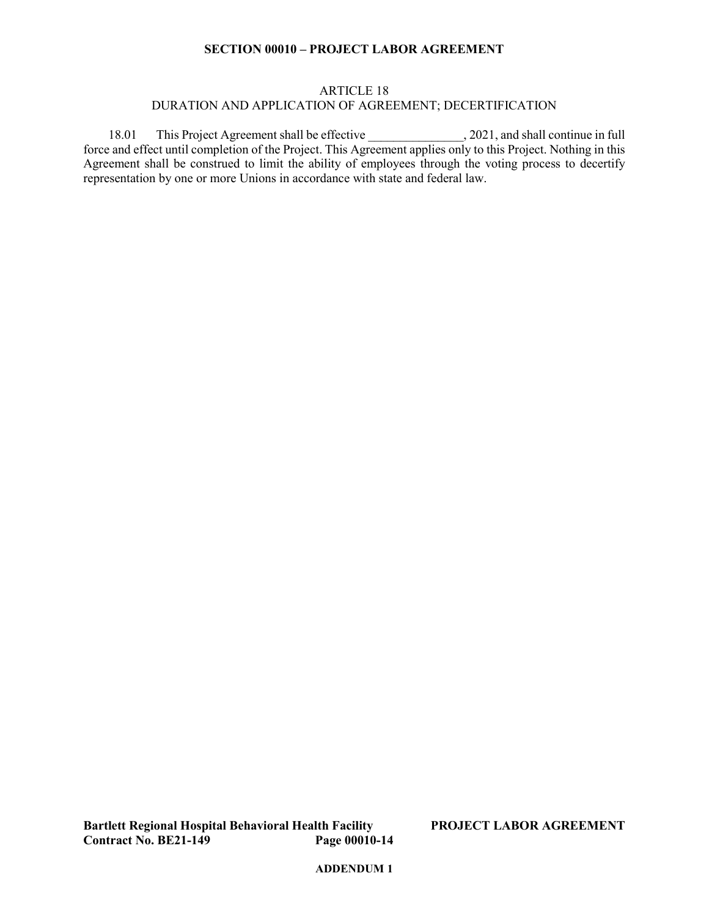**SECTION 00010 – PROJECT LABOR AGREEMENT**

## ARTICLE 18
## DURATION AND APPLICATION OF AGREEMENT; DECERTIFICATION

18.01 This Project Agreement shall be effective _______________, 2021, and shall continue in full force and effect until completion of the Project. This Agreement applies only to this Project. Nothing in this Agreement shall be construed to limit the ability of employees through the voting process to decertify representation by one or more Unions in accordance with state and federal law.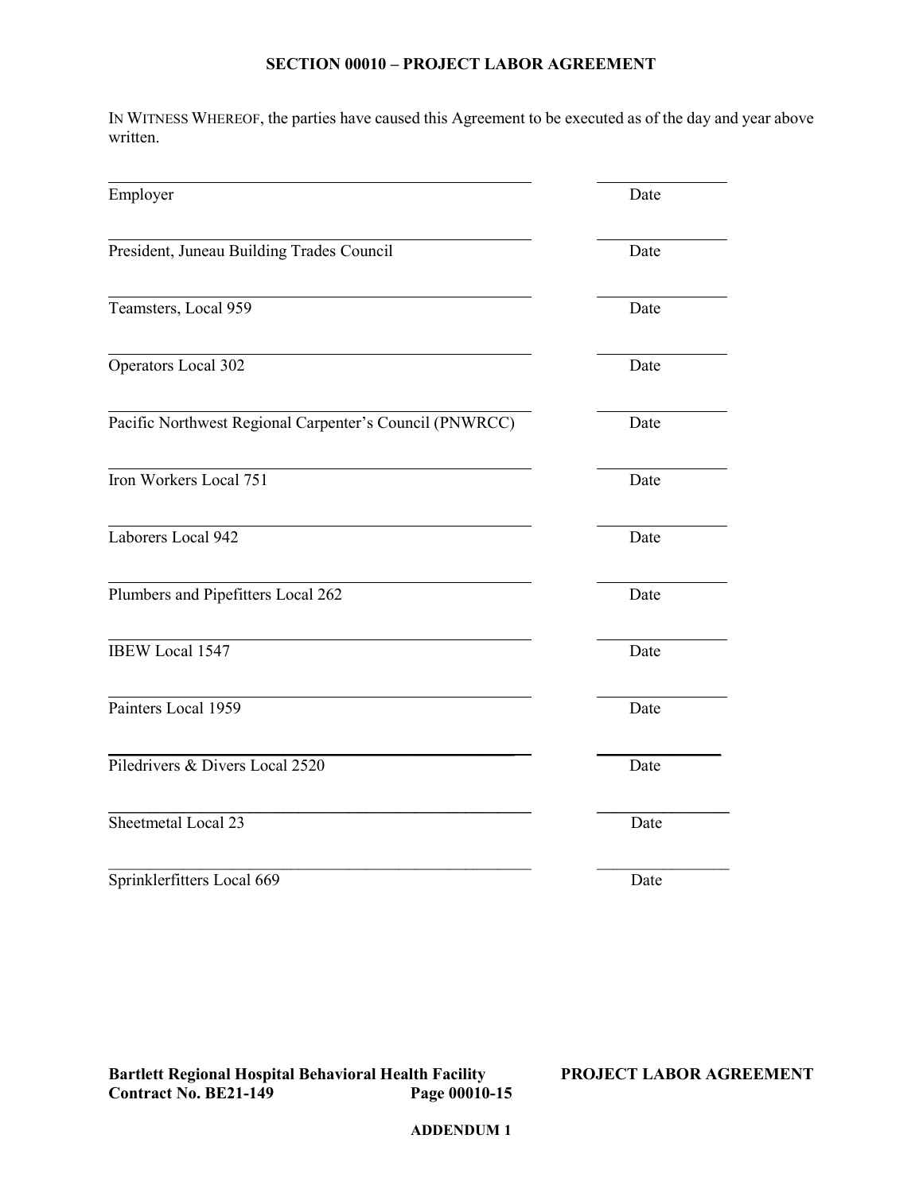## SECTION 00010 – PROJECT LABOR AGREEMENT

IN WITNESS WHEREOF, the parties have caused this Agreement to be executed as of the day and year above written.

| | |
|---|---|
| ______________________________ | ____________ |
| Employer | Date |
| ______________________________ | ____________ |
| President, Juneau Building Trades Council | Date |
| ______________________________ | ____________ |
| Teamsters, Local 959 | Date |
| ______________________________ | ____________ |
| Operators Local 302 | Date |
| ______________________________ | ____________ |
| Pacific Northwest Regional Carpenter's Council (PNWRCC) | Date |
| ______________________________ | ____________ |
| Iron Workers Local 751 | Date |
| ______________________________ | ____________ |
| Laborers Local 942 | Date |
| ______________________________ | ____________ |
| Plumbers and Pipefitters Local 262 | Date |
| ______________________________ | ____________ |
| IBEW Local 1547 | Date |
| ______________________________ | ____________ |
| Painters Local 1959 | Date |
| ______________________________ | ____________ |
| Piledrivers & Divers Local 2520 | Date |
| ______________________________ | ____________ |
| Sheetmetal Local 23 | Date |
| ______________________________ | ____________ |
| Sprinklerfitters Local 669 | Date |

ADDENDUM 1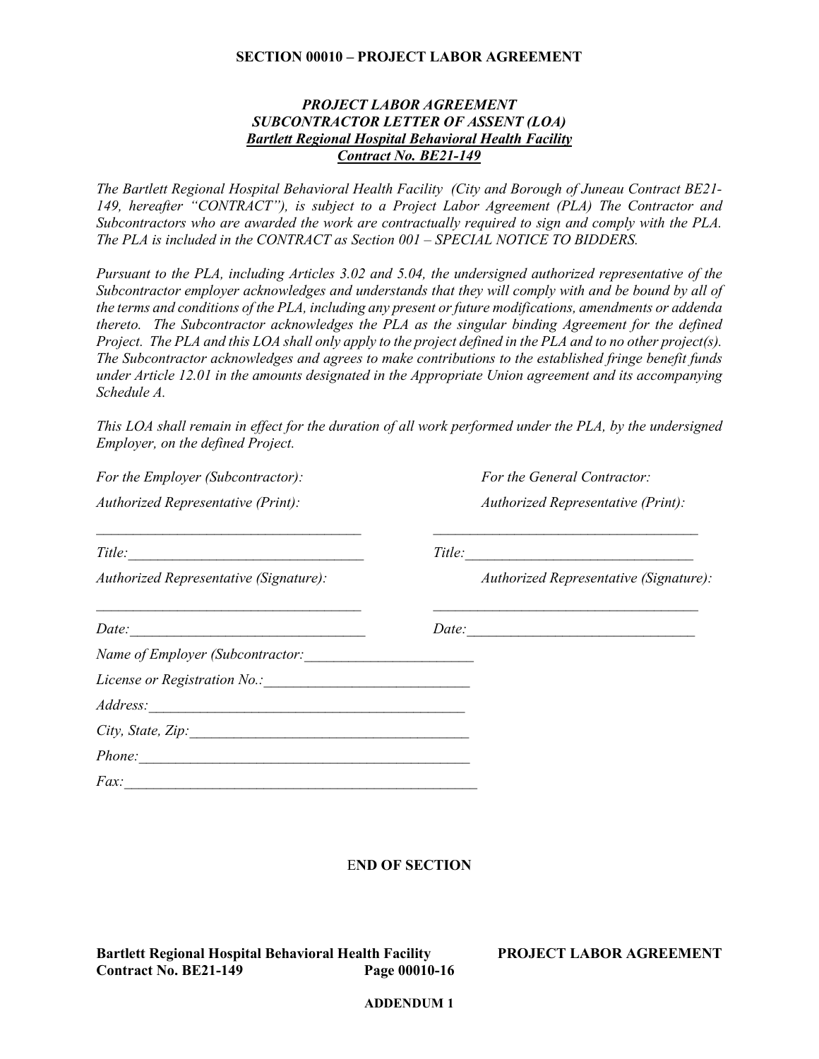# SECTION 00010 – PROJECT LABOR AGREEMENT

***PROJECT LABOR AGREEMENT***
***SUBCONTRACTOR LETTER OF ASSENT (LOA)***
***Bartlett Regional Hospital Behavioral Health Facility***
***Contract No. BE21-149***

*The Bartlett Regional Hospital Behavioral Health Facility (City and Borough of Juneau Contract BE21-149, hereafter "CONTRACT"), is subject to a Project Labor Agreement (PLA) The Contractor and Subcontractors who are awarded the work are contractually required to sign and comply with the PLA. The PLA is included in the CONTRACT as Section 001 – SPECIAL NOTICE TO BIDDERS.*

*Pursuant to the PLA, including Articles 3.02 and 5.04, the undersigned authorized representative of the Subcontractor employer acknowledges and understands that they will comply with and be bound by all of the terms and conditions of the PLA, including any present or future modifications, amendments or addenda thereto. The Subcontractor acknowledges the PLA as the singular binding Agreement for the defined Project. The PLA and this LOA shall only apply to the project defined in the PLA and to no other project(s). The Subcontractor acknowledges and agrees to make contributions to the established fringe benefit funds under Article 12.01 in the amounts designated in the Appropriate Union agreement and its accompanying Schedule A.*

*This LOA shall remain in effect for the duration of all work performed under the PLA, by the undersigned Employer, on the defined Project.*

| *For the Employer (Subcontractor):* | *For the General Contractor:* |
|---|---|
| *Authorized Representative (Print):* | *Authorized Representative (Print):* |
| ____________________________________ | ____________________________________ |
| *Title:*______________________________ | *Title:*______________________________ |
| *Authorized Representative (Signature):* | *Authorized Representative (Signature):* |
| ____________________________________ | ____________________________________ |
| *Date:*______________________________ | *Date:*______________________________ |

*Name of Employer (Subcontractor:*______________________

*License or Registration No.:*___________________________

*Address:*____________________________________________

*City, State, Zip:*_____________________________________

*Phone:*_____________________________________________

*Fax:*_______________________________________________

**END OF SECTION**

**ADDENDUM 1**